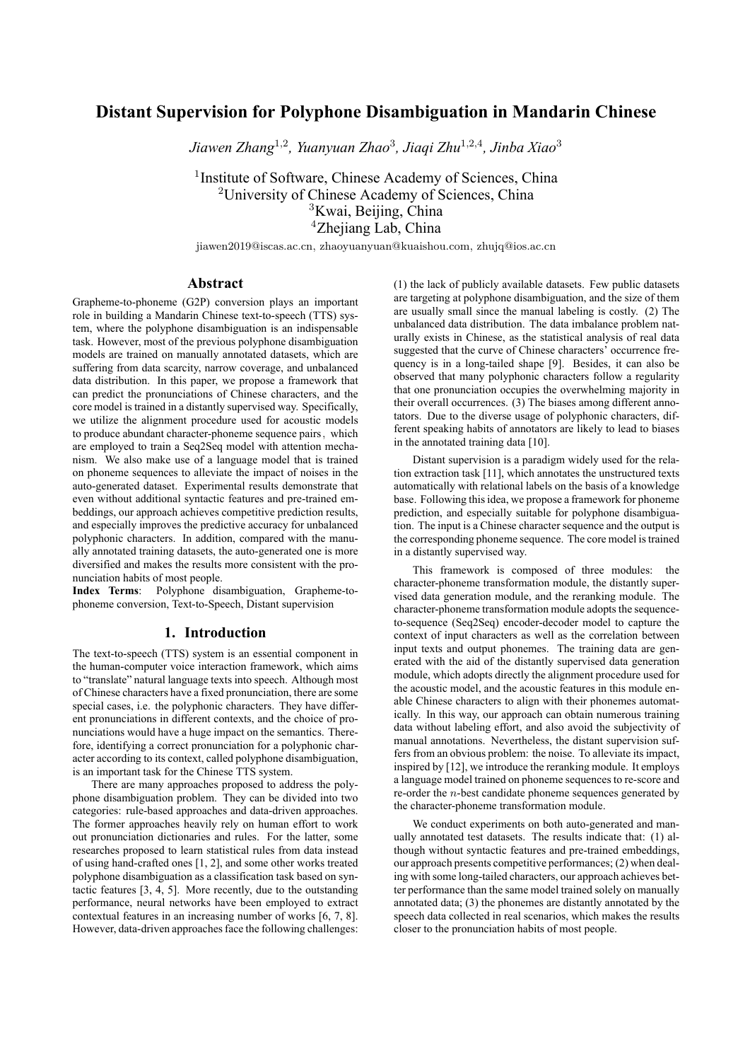# Distant Supervision for Polyphone Disambiguation in Mandarin Chinese

*Jiawen Zhang[1,2], Yuanyuan Zhao[3], Jiaqi Zhu[1,2,4], Jinba Xiao[3]*

[1]Institute of Software, Chinese Academy of Sciences, China
[2]University of Chinese Academy of Sciences, China
[3]Kwai, Beijing, China
[4]Zhejiang Lab, China

jiawen2019@iscas.ac.cn, zhaoyuanyuan@kuaishou.com, zhujq@ios.ac.cn

## Abstract

Grapheme-to-phoneme (G2P) conversion plays an important role in building a Mandarin Chinese text-to-speech (TTS) system, where the polyphone disambiguation is an indispensable task. However, most of the previous polyphone disambiguation models are trained on manually annotated datasets, which are suffering from data scarcity, narrow coverage, and unbalanced data distribution. In this paper, we propose a framework that can predict the pronunciations of Chinese characters, and the core model is trained in a distantly supervised way. Specifically, we utilize the alignment procedure used for acoustic models to produce abundant character-phoneme sequence pairs，which are employed to train a Seq2Seq model with attention mechanism. We also make use of a language model that is trained on phoneme sequences to alleviate the impact of noises in the auto-generated dataset. Experimental results demonstrate that even without additional syntactic features and pre-trained embeddings, our approach achieves competitive prediction results, and especially improves the predictive accuracy for unbalanced polyphonic characters. In addition, compared with the manually annotated training datasets, the auto-generated one is more diversified and makes the results more consistent with the pronunciation habits of most people.

**Index Terms**: Polyphone disambiguation, Grapheme-to-phoneme conversion, Text-to-Speech, Distant supervision

## 1. Introduction

The text-to-speech (TTS) system is an essential component in the human-computer voice interaction framework, which aims to "translate" natural language texts into speech. Although most of Chinese characters have a fixed pronunciation, there are some special cases, i.e. the polyphonic characters. They have different pronunciations in different contexts, and the choice of pronunciations would have a huge impact on the semantics. Therefore, identifying a correct pronunciation for a polyphonic character according to its context, called polyphone disambiguation, is an important task for the Chinese TTS system.

There are many approaches proposed to address the polyphone disambiguation problem. They can be divided into two categories: rule-based approaches and data-driven approaches. The former approaches heavily rely on human effort to work out pronunciation dictionaries and rules. For the latter, some researches proposed to learn statistical rules from data instead of using hand-crafted ones [1, 2], and some other works treated polyphone disambiguation as a classification task based on syntactic features [3, 4, 5]. More recently, due to the outstanding performance, neural networks have been employed to extract contextual features in an increasing number of works [6, 7, 8]. However, data-driven approaches face the following challenges: (1) the lack of publicly available datasets. Few public datasets are targeting at polyphone disambiguation, and the size of them are usually small since the manual labeling is costly. (2) The unbalanced data distribution. The data imbalance problem naturally exists in Chinese, as the statistical analysis of real data suggested that the curve of Chinese characters' occurrence frequency is in a long-tailed shape [9]. Besides, it can also be observed that many polyphonic characters follow a regularity that one pronunciation occupies the overwhelming majority in their overall occurrences. (3) The biases among different annotators. Due to the diverse usage of polyphonic characters, different speaking habits of annotators are likely to lead to biases in the annotated training data [10].

Distant supervision is a paradigm widely used for the relation extraction task [11], which annotates the unstructured texts automatically with relational labels on the basis of a knowledge base. Following this idea, we propose a framework for phoneme prediction, and especially suitable for polyphone disambiguation. The input is a Chinese character sequence and the output is the corresponding phoneme sequence. The core model is trained in a distantly supervised way.

This framework is composed of three modules: the character-phoneme transformation module, the distantly supervised data generation module, and the reranking module. The character-phoneme transformation module adopts the sequence-to-sequence (Seq2Seq) encoder-decoder model to capture the context of input characters as well as the correlation between input texts and output phonemes. The training data are generated with the aid of the distantly supervised data generation module, which adopts directly the alignment procedure used for the acoustic model, and the acoustic features in this module enable Chinese characters to align with their phonemes automatically. In this way, our approach can obtain numerous training data without labeling effort, and also avoid the subjectivity of manual annotations. Nevertheless, the distant supervision suffers from an obvious problem: the noise. To alleviate its impact, inspired by [12], we introduce the reranking module. It employs a language model trained on phoneme sequences to re-score and re-order the $n$-best candidate phoneme sequences generated by the character-phoneme transformation module.

We conduct experiments on both auto-generated and manually annotated test datasets. The results indicate that: (1) although without syntactic features and pre-trained embeddings, our approach presents competitive performances; (2) when dealing with some long-tailed characters, our approach achieves better performance than the same model trained solely on manually annotated data; (3) the phonemes are distantly annotated by the speech data collected in real scenarios, which makes the results closer to the pronunciation habits of most people.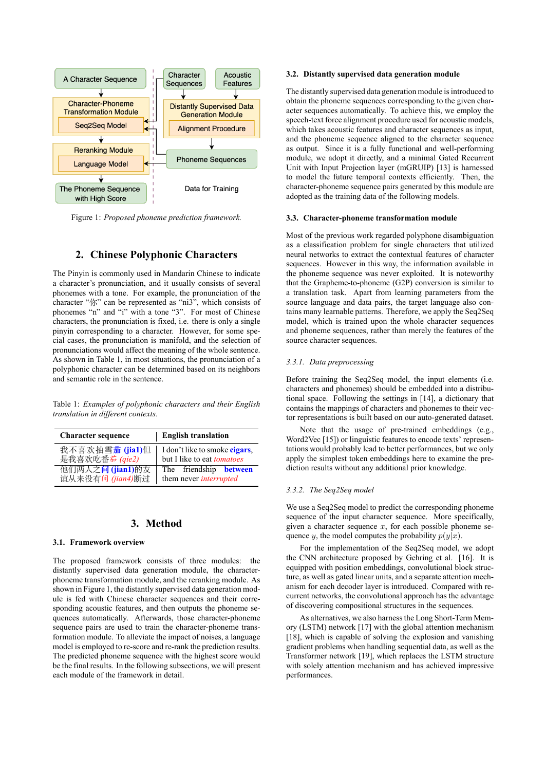A Character Sequence

Character-Phoneme Transformation Module

Seq2Seq Model

Reranking Module

Language Model

The Phoneme Sequence with High Score

Character Sequences

Acoustic Features

Distantly Supervised Data Generation Module

Alignment Procedure

Phoneme Sequences

Data for Training

Figure 1: *Proposed phoneme prediction framework.*

## 2. Chinese Polyphonic Characters

The Pinyin is commonly used in Mandarin Chinese to indicate a character's pronunciation, and it usually consists of several phonemes with a tone. For example, the pronunciation of the character "你" can be represented as "ni3", which consists of phonemes "n" and "i" with a tone "3". For most of Chinese characters, the pronunciation is fixed, i.e. there is only a single pinyin corresponding to a character. However, for some special cases, the pronunciation is manifold, and the selection of pronunciations would affect the meaning of the whole sentence. As shown in Table 1, in most situations, the pronunciation of a polyphonic character can be determined based on its neighbors and semantic role in the sentence.

Table 1: *Examples of polyphonic characters and their English translation in different contexts.*

| Character sequence | English translation |
| --- | --- |
| 我不喜欢抽雪**茄 (jia1)**但是我喜欢吃番*茄 (qie2)* | I don't like to smoke **cigars**, but I like to eat *tomatoes* |
| 他们两人之**间 (jian1)**的友谊从来没有*间 (jian4)*断过 | The friendship **between** them never *interrupted* |

## 3. Method

### 3.1. Framework overview

The proposed framework consists of three modules: the distantly supervised data generation module, the character-phoneme transformation module, and the reranking module. As shown in Figure 1, the distantly supervised data generation module is fed with Chinese character sequences and their corresponding acoustic features, and then outputs the phoneme sequences automatically. Afterwards, those character-phoneme sequence pairs are used to train the character-phoneme transformation module. To alleviate the impact of noises, a language model is employed to re-score and re-rank the prediction results. The predicted phoneme sequence with the highest score would be the final results. In the following subsections, we will present each module of the framework in detail.

### 3.2. Distantly supervised data generation module

The distantly supervised data generation module is introduced to obtain the phoneme sequences corresponding to the given character sequences automatically. To achieve this, we employ the speech-text force alignment procedure used for acoustic models, which takes acoustic features and character sequences as input, and the phoneme sequence aligned to the character sequence as output. Since it is a fully functional and well-performing module, we adopt it directly, and a minimal Gated Recurrent Unit with Input Projection layer (mGRUIP) [13] is harnessed to model the future temporal contexts efficiently. Then, the character-phoneme sequence pairs generated by this module are adopted as the training data of the following models.

### 3.3. Character-phoneme transformation module

Most of the previous work regarded polyphone disambiguation as a classification problem for single characters that utilized neural networks to extract the contextual features of character sequences. However in this way, the information available in the phoneme sequence was never exploited. It is noteworthy that the Grapheme-to-phoneme (G2P) conversion is similar to a translation task. Apart from learning parameters from the source language and data pairs, the target language also contains many learnable patterns. Therefore, we apply the Seq2Seq model, which is trained upon the whole character sequences and phoneme sequences, rather than merely the features of the source character sequences.

#### *3.3.1. Data preprocessing*

Before training the Seq2Seq model, the input elements (i.e. characters and phonemes) should be embedded into a distributional space. Following the settings in [14], a dictionary that contains the mappings of characters and phonemes to their vector representations is built based on our auto-generated dataset.

Note that the usage of pre-trained embeddings (e.g., Word2Vec [15]) or linguistic features to encode texts' representations would probably lead to better performances, but we only apply the simplest token embeddings here to examine the prediction results without any additional prior knowledge.

#### *3.3.2. The Seq2Seq model*

We use a Seq2Seq model to predict the corresponding phoneme sequence of the input character sequence. More specifically, given a character sequence $x$, for each possible phoneme sequence $y$, the model computes the probability $p(y|x)$.

For the implementation of the Seq2Seq model, we adopt the CNN architecture proposed by Gehring et al. [16]. It is equipped with position embeddings, convolutional block structure, as well as gated linear units, and a separate attention mechanism for each decoder layer is introduced. Compared with recurrent networks, the convolutional approach has the advantage of discovering compositional structures in the sequences.

As alternatives, we also harness the Long Short-Term Memory (LSTM) network [17] with the global attention mechanism [18], which is capable of solving the explosion and vanishing gradient problems when handling sequential data, as well as the Transformer network [19], which replaces the LSTM structure with solely attention mechanism and has achieved impressive performances.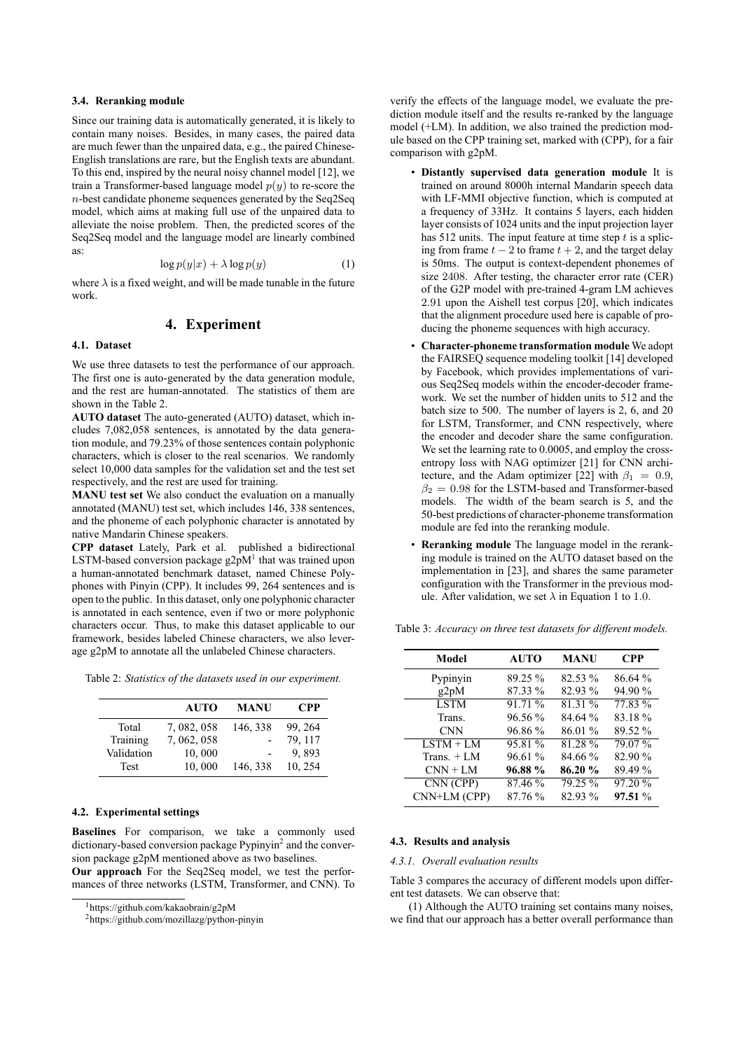### 3.4. Reranking module

Since our training data is automatically generated, it is likely to contain many noises. Besides, in many cases, the paired data are much fewer than the unpaired data, e.g., the paired Chinese-English translations are rare, but the English texts are abundant. To this end, inspired by the neural noisy channel model [12], we train a Transformer-based language model $p(y)$ to re-score the $n$-best candidate phoneme sequences generated by the Seq2Seq model, which aims at making full use of the unpaired data to alleviate the noise problem. Then, the predicted scores of the Seq2Seq model and the language model are linearly combined as:

$$\log p(y|x) + \lambda \log p(y) \tag{1}$$

where $\lambda$ is a fixed weight, and will be made tunable in the future work.

## 4. Experiment

### 4.1. Dataset

We use three datasets to test the performance of our approach. The first one is auto-generated by the data generation module, and the rest are human-annotated. The statistics of them are shown in the Table 2.

**AUTO dataset** The auto-generated (AUTO) dataset, which includes 7,082,058 sentences, is annotated by the data generation module, and 79.23% of those sentences contain polyphonic characters, which is closer to the real scenarios. We randomly select 10,000 data samples for the validation set and the test set respectively, and the rest are used for training.

**MANU test set** We also conduct the evaluation on a manually annotated (MANU) test set, which includes 146, 338 sentences, and the phoneme of each polyphonic character is annotated by native Mandarin Chinese speakers.

**CPP dataset** Lately, Park et al. published a bidirectional LSTM-based conversion package g2pM[1] that was trained upon a human-annotated benchmark dataset, named Chinese Polyphones with Pinyin (CPP). It includes 99, 264 sentences and is open to the public. In this dataset, only one polyphonic character is annotated in each sentence, even if two or more polyphonic characters occur. Thus, to make this dataset applicable to our framework, besides labeled Chinese characters, we also leverage g2pM to annotate all the unlabeled Chinese characters.

Table 2: *Statistics of the datasets used in our experiment.*

| | AUTO | MANU | CPP |
|---|---|---|---|
| Total | 7, 082, 058 | 146, 338 | 99, 264 |
| Training | 7, 062, 058 | - | 79, 117 |
| Validation | 10, 000 | - | 9, 893 |
| Test | 10, 000 | 146, 338 | 10, 254 |

### 4.2. Experimental settings

**Baselines** For comparison, we take a commonly used dictionary-based conversion package Pypinyin[2] and the conversion package g2pM mentioned above as two baselines.

**Our approach** For the Seq2Seq model, we test the performances of three networks (LSTM, Transformer, and CNN). To verify the effects of the language model, we evaluate the prediction module itself and the results re-ranked by the language model (+LM). In addition, we also trained the prediction module based on the CPP training set, marked with (CPP), for a fair comparison with g2pM.

- **Distantly supervised data generation module** It is trained on around 8000h internal Mandarin speech data with LF-MMI objective function, which is computed at a frequency of 33Hz. It contains 5 layers, each hidden layer consists of 1024 units and the input projection layer has 512 units. The input feature at time step $t$ is a splicing from frame $t-2$ to frame $t+2$, and the target delay is 50ms. The output is context-dependent phonemes of size 2408. After testing, the character error rate (CER) of the G2P model with pre-trained 4-gram LM achieves 2.91 upon the Aishell test corpus [20], which indicates that the alignment procedure used here is capable of producing the phoneme sequences with high accuracy.
- **Character-phoneme transformation module** We adopt the FAIRSEQ sequence modeling toolkit [14] developed by Facebook, which provides implementations of various Seq2Seq models within the encoder-decoder framework. We set the number of hidden units to 512 and the batch size to 500. The number of layers is 2, 6, and 20 for LSTM, Transformer, and CNN respectively, where the encoder and decoder share the same configuration. We set the learning rate to 0.0005, and employ the cross-entropy loss with NAG optimizer [21] for CNN architecture, and the Adam optimizer [22] with $\beta_1 = 0.9$, $\beta_2 = 0.98$ for the LSTM-based and Transformer-based models. The width of the beam search is 5, and the 50-best predictions of character-phoneme transformation module are fed into the reranking module.
- **Reranking module** The language model in the reranking module is trained on the AUTO dataset based on the implementation in [23], and shares the same parameter configuration with the Transformer in the previous module. After validation, we set $\lambda$ in Equation 1 to 1.0.

Table 3: *Accuracy on three test datasets for different models.*

| Model | AUTO | MANU | CPP |
|---|---|---|---|
| Pypinyin | 89.25 % | 82.53 % | 86.64 % |
| g2pM | 87.33 % | 82.93 % | 94.90 % |
| LSTM | 91.71 % | 81.31 % | 77.83 % |
| Trans. | 96.56 % | 84.64 % | 83.18 % |
| CNN | 96.86 % | 86.01 % | 89.52 % |
| LSTM + LM | 95.81 % | 81.28 % | 79.07 % |
| Trans. + LM | 96.61 % | 84.66 % | 82.90 % |
| CNN + LM | **96.88 %** | **86.20 %** | 89.49 % |
| CNN (CPP) | 87.46 % | 79.25 % | 97.20 % |
| CNN+LM (CPP) | 87.76 % | 82.93 % | **97.51 %** |

### 4.3. Results and analysis

#### 4.3.1. Overall evaluation results

Table 3 compares the accuracy of different models upon different test datasets. We can observe that:

(1) Although the AUTO training set contains many noises, we find that our approach has a better overall performance than

[1] https://github.com/kakaobrain/g2pM

[2] https://github.com/mozillazg/python-pinyin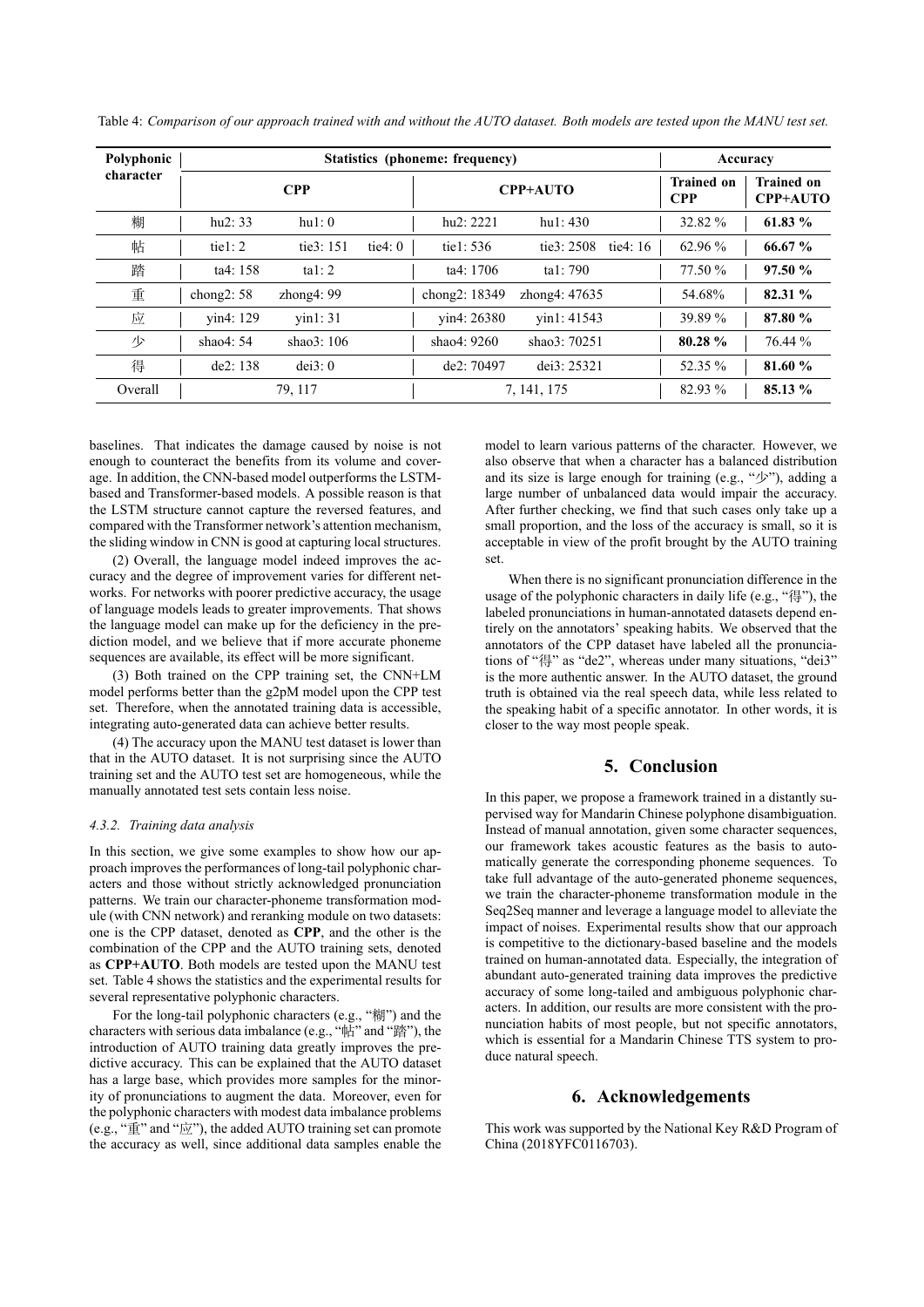Table 4: *Comparison of our approach trained with and without the AUTO dataset. Both models are tested upon the MANU test set.*

| Polyphonic character | Statistics (phoneme: frequency) | | | | | | Accuracy | |
|---|---|---|---|---|---|---|---|---|
| | CPP | | | CPP+AUTO | | | Trained on CPP | Trained on CPP+AUTO |
| 糊 | hu2: 33 | hu1: 0 | | hu2: 2221 | hu1: 430 | | 32.82 % | **61.83 %** |
| 帖 | tie1: 2 | tie3: 151 | tie4: 0 | tie1: 536 | tie3: 2508 | tie4: 16 | 62.96 % | **66.67 %** |
| 踏 | ta4: 158 | ta1: 2 | | ta4: 1706 | ta1: 790 | | 77.50 % | **97.50 %** |
| 重 | chong2: 58 | zhong4: 99 | | chong2: 18349 | zhong4: 47635 | | 54.68% | **82.31 %** |
| 应 | yin4: 129 | yin1: 31 | | yin4: 26380 | yin1: 41543 | | 39.89 % | **87.80 %** |
| 少 | shao4: 54 | shao3: 106 | | shao4: 9260 | shao3: 70251 | | **80.28 %** | 76.44 % |
| 得 | de2: 138 | dei3: 0 | | de2: 70497 | dei3: 25321 | | 52.35 % | **81.60 %** |
| Overall | 79, 117 | | | 7, 141, 175 | | | 82.93 % | **85.13 %** |

baselines. That indicates the damage caused by noise is not enough to counteract the benefits from its volume and coverage. In addition, the CNN-based model outperforms the LSTM-based and Transformer-based models. A possible reason is that the LSTM structure cannot capture the reversed features, and compared with the Transformer network's attention mechanism, the sliding window in CNN is good at capturing local structures.

(2) Overall, the language model indeed improves the accuracy and the degree of improvement varies for different networks. For networks with poorer predictive accuracy, the usage of language models leads to greater improvements. That shows the language model can make up for the deficiency in the prediction model, and we believe that if more accurate phoneme sequences are available, its effect will be more significant.

(3) Both trained on the CPP training set, the CNN+LM model performs better than the g2pM model upon the CPP test set. Therefore, when the annotated training data is accessible, integrating auto-generated data can achieve better results.

(4) The accuracy upon the MANU test dataset is lower than that in the AUTO dataset. It is not surprising since the AUTO training set and the AUTO test set are homogeneous, while the manually annotated test sets contain less noise.

#### *4.3.2. Training data analysis*

In this section, we give some examples to show how our approach improves the performances of long-tail polyphonic characters and those without strictly acknowledged pronunciation patterns. We train our character-phoneme transformation module (with CNN network) and reranking module on two datasets: one is the CPP dataset, denoted as **CPP**, and the other is the combination of the CPP and the AUTO training sets, denoted as **CPP+AUTO**. Both models are tested upon the MANU test set. Table 4 shows the statistics and the experimental results for several representative polyphonic characters.

For the long-tail polyphonic characters (e.g., "糊") and the characters with serious data imbalance (e.g., "帖" and "踏"), the introduction of AUTO training data greatly improves the predictive accuracy. This can be explained that the AUTO dataset has a large base, which provides more samples for the minority of pronunciations to augment the data. Moreover, even for the polyphonic characters with modest data imbalance problems (e.g., "重" and "应"), the added AUTO training set can promote the accuracy as well, since additional data samples enable the model to learn various patterns of the character. However, we also observe that when a character has a balanced distribution and its size is large enough for training (e.g., "少"), adding a large number of unbalanced data would impair the accuracy. After further checking, we find that such cases only take up a small proportion, and the loss of the accuracy is small, so it is acceptable in view of the profit brought by the AUTO training set.

When there is no significant pronunciation difference in the usage of the polyphonic characters in daily life (e.g., "得"), the labeled pronunciations in human-annotated datasets depend entirely on the annotators' speaking habits. We observed that the annotators of the CPP dataset have labeled all the pronunciations of "得" as "de2", whereas under many situations, "dei3" is the more authentic answer. In the AUTO dataset, the ground truth is obtained via the real speech data, while less related to the speaking habit of a specific annotator. In other words, it is closer to the way most people speak.

## 5. Conclusion

In this paper, we propose a framework trained in a distantly supervised way for Mandarin Chinese polyphone disambiguation. Instead of manual annotation, given some character sequences, our framework takes acoustic features as the basis to automatically generate the corresponding phoneme sequences. To take full advantage of the auto-generated phoneme sequences, we train the character-phoneme transformation module in the Seq2Seq manner and leverage a language model to alleviate the impact of noises. Experimental results show that our approach is competitive to the dictionary-based baseline and the models trained on human-annotated data. Especially, the integration of abundant auto-generated training data improves the predictive accuracy of some long-tailed and ambiguous polyphonic characters. In addition, our results are more consistent with the pronunciation habits of most people, but not specific annotators, which is essential for a Mandarin Chinese TTS system to produce natural speech.

## 6. Acknowledgements

This work was supported by the National Key R&D Program of China (2018YFC0116703).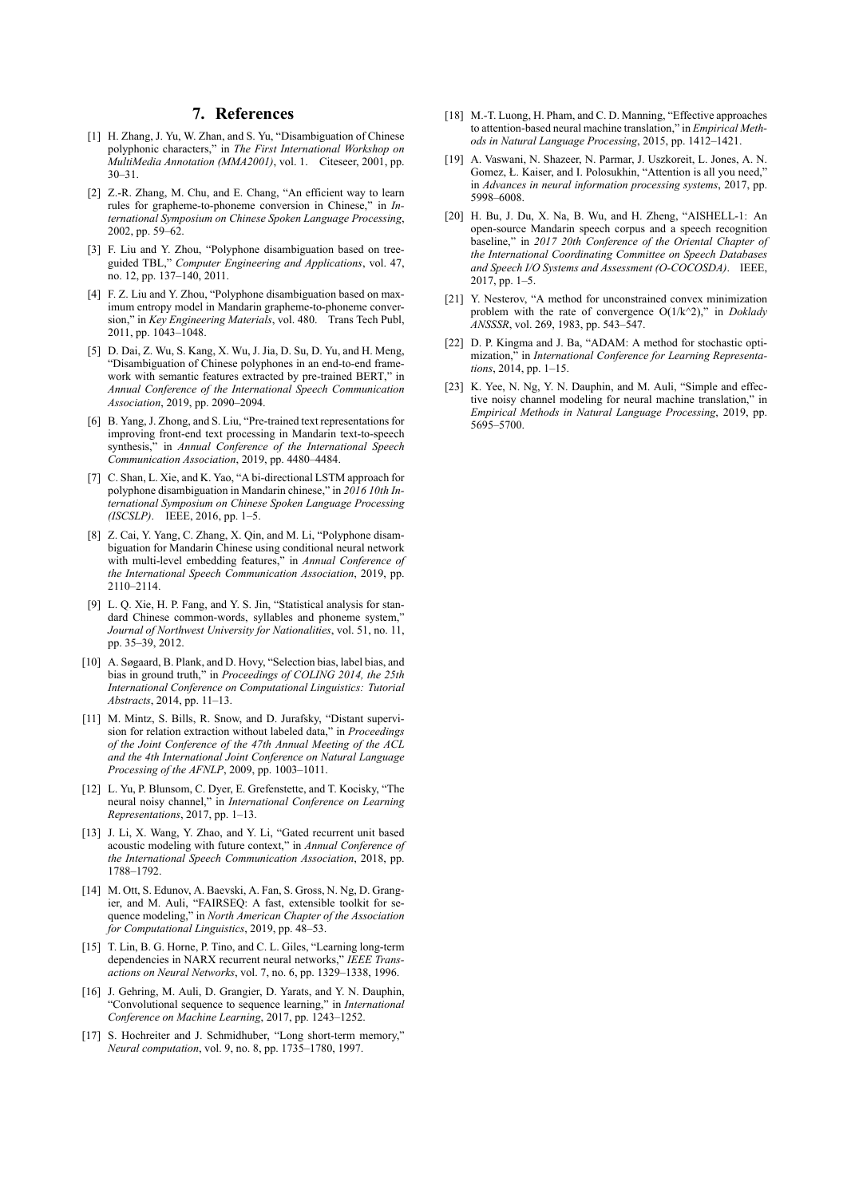## 7. References

[1] H. Zhang, J. Yu, W. Zhan, and S. Yu, "Disambiguation of Chinese polyphonic characters," in *The First International Workshop on MultiMedia Annotation (MMA2001)*, vol. 1. Citeseer, 2001, pp. 30–31.

[2] Z.-R. Zhang, M. Chu, and E. Chang, "An efficient way to learn rules for grapheme-to-phoneme conversion in Chinese," in *International Symposium on Chinese Spoken Language Processing*, 2002, pp. 59–62.

[3] F. Liu and Y. Zhou, "Polyphone disambiguation based on tree-guided TBL," *Computer Engineering and Applications*, vol. 47, no. 12, pp. 137–140, 2011.

[4] F. Z. Liu and Y. Zhou, "Polyphone disambiguation based on maximum entropy model in Mandarin grapheme-to-phoneme conversion," in *Key Engineering Materials*, vol. 480. Trans Tech Publ, 2011, pp. 1043–1048.

[5] D. Dai, Z. Wu, S. Kang, X. Wu, J. Jia, D. Su, D. Yu, and H. Meng, "Disambiguation of Chinese polyphones in an end-to-end framework with semantic features extracted by pre-trained BERT," in *Annual Conference of the International Speech Communication Association*, 2019, pp. 2090–2094.

[6] B. Yang, J. Zhong, and S. Liu, "Pre-trained text representations for improving front-end text processing in Mandarin text-to-speech synthesis," in *Annual Conference of the International Speech Communication Association*, 2019, pp. 4480–4484.

[7] C. Shan, L. Xie, and K. Yao, "A bi-directional LSTM approach for polyphone disambiguation in Mandarin chinese," in *2016 10th International Symposium on Chinese Spoken Language Processing (ISCSLP)*. IEEE, 2016, pp. 1–5.

[8] Z. Cai, Y. Yang, C. Zhang, X. Qin, and M. Li, "Polyphone disambiguation for Mandarin Chinese using conditional neural network with multi-level embedding features," in *Annual Conference of the International Speech Communication Association*, 2019, pp. 2110–2114.

[9] L. Q. Xie, H. P. Fang, and Y. S. Jin, "Statistical analysis for standard Chinese common-words, syllables and phoneme system," *Journal of Northwest University for Nationalities*, vol. 51, no. 11, pp. 35–39, 2012.

[10] A. Søgaard, B. Plank, and D. Hovy, "Selection bias, label bias, and bias in ground truth," in *Proceedings of COLING 2014, the 25th International Conference on Computational Linguistics: Tutorial Abstracts*, 2014, pp. 11–13.

[11] M. Mintz, S. Bills, R. Snow, and D. Jurafsky, "Distant supervision for relation extraction without labeled data," in *Proceedings of the Joint Conference of the 47th Annual Meeting of the ACL and the 4th International Joint Conference on Natural Language Processing of the AFNLP*, 2009, pp. 1003–1011.

[12] L. Yu, P. Blunsom, C. Dyer, E. Grefenstette, and T. Kocisky, "The neural noisy channel," in *International Conference on Learning Representations*, 2017, pp. 1–13.

[13] J. Li, X. Wang, Y. Zhao, and Y. Li, "Gated recurrent unit based acoustic modeling with future context," in *Annual Conference of the International Speech Communication Association*, 2018, pp. 1788–1792.

[14] M. Ott, S. Edunov, A. Baevski, A. Fan, S. Gross, N. Ng, D. Grangier, and M. Auli, "FAIRSEQ: A fast, extensible toolkit for sequence modeling," in *North American Chapter of the Association for Computational Linguistics*, 2019, pp. 48–53.

[15] T. Lin, B. G. Horne, P. Tino, and C. L. Giles, "Learning long-term dependencies in NARX recurrent neural networks," *IEEE Transactions on Neural Networks*, vol. 7, no. 6, pp. 1329–1338, 1996.

[16] J. Gehring, M. Auli, D. Grangier, D. Yarats, and Y. N. Dauphin, "Convolutional sequence to sequence learning," in *International Conference on Machine Learning*, 2017, pp. 1243–1252.

[17] S. Hochreiter and J. Schmidhuber, "Long short-term memory," *Neural computation*, vol. 9, no. 8, pp. 1735–1780, 1997.

[18] M.-T. Luong, H. Pham, and C. D. Manning, "Effective approaches to attention-based neural machine translation," in *Empirical Methods in Natural Language Processing*, 2015, pp. 1412–1421.

[19] A. Vaswani, N. Shazeer, N. Parmar, J. Uszkoreit, L. Jones, A. N. Gomez, Ł. Kaiser, and I. Polosukhin, "Attention is all you need," in *Advances in neural information processing systems*, 2017, pp. 5998–6008.

[20] H. Bu, J. Du, X. Na, B. Wu, and H. Zheng, "AISHELL-1: An open-source Mandarin speech corpus and a speech recognition baseline," in *2017 20th Conference of the Oriental Chapter of the International Coordinating Committee on Speech Databases and Speech I/O Systems and Assessment (O-COCOSDA)*. IEEE, 2017, pp. 1–5.

[21] Y. Nesterov, "A method for unconstrained convex minimization problem with the rate of convergence O(1/k^2)," in *Doklady ANSSSR*, vol. 269, 1983, pp. 543–547.

[22] D. P. Kingma and J. Ba, "ADAM: A method for stochastic optimization," in *International Conference for Learning Representations*, 2014, pp. 1–15.

[23] K. Yee, N. Ng, Y. N. Dauphin, and M. Auli, "Simple and effective noisy channel modeling for neural machine translation," in *Empirical Methods in Natural Language Processing*, 2019, pp. 5695–5700.